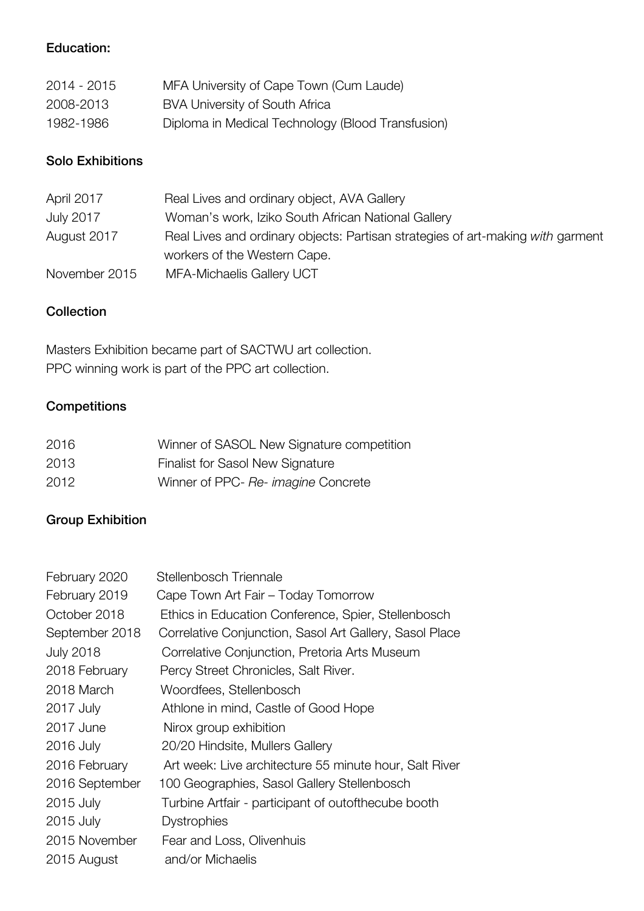### Education:

| | |
|---|---|
| 2014 - 2015 | MFA University of Cape Town (Cum Laude) |
| 2008-2013 | BVA University of South Africa |
| 1982-1986 | Diploma in Medical Technology (Blood Transfusion) |

### Solo Exhibitions

| | |
|---|---|
| April 2017 | Real Lives and ordinary object, AVA Gallery |
| July 2017 | Woman's work, Iziko South African National Gallery |
| August 2017 | Real Lives and ordinary objects: Partisan strategies of art-making *with* garment workers of the Western Cape. |
| November 2015 | MFA-Michaelis Gallery UCT |

### Collection

Masters Exhibition became part of SACTWU art collection.
PPC winning work is part of the PPC art collection.

### Competitions

| | |
|---|---|
| 2016 | Winner of SASOL New Signature competition |
| 2013 | Finalist for Sasol New Signature |
| 2012 | Winner of PPC- *Re- imagine* Concrete |

### Group Exhibition

| | |
|---|---|
| February 2020 | Stellenbosch Triennale |
| February 2019 | Cape Town Art Fair – Today Tomorrow |
| October 2018 | Ethics in Education Conference, Spier, Stellenbosch |
| September 2018 | Correlative Conjunction, Sasol Art Gallery, Sasol Place |
| July 2018 | Correlative Conjunction, Pretoria Arts Museum |
| 2018 February | Percy Street Chronicles, Salt River. |
| 2018 March | Woordfees, Stellenbosch |
| 2017 July | Athlone in mind, Castle of Good Hope |
| 2017 June | Nirox group exhibition |
| 2016 July | 20/20 Hindsite, Mullers Gallery |
| 2016 February | Art week: Live architecture 55 minute hour, Salt River |
| 2016 September | 100 Geographies, Sasol Gallery Stellenbosch |
| 2015 July | Turbine Artfair - participant of outofthecube booth |
| 2015 July | Dystrophies |
| 2015 November | Fear and Loss, Olivenhuis |
| 2015 August | and/or Michaelis |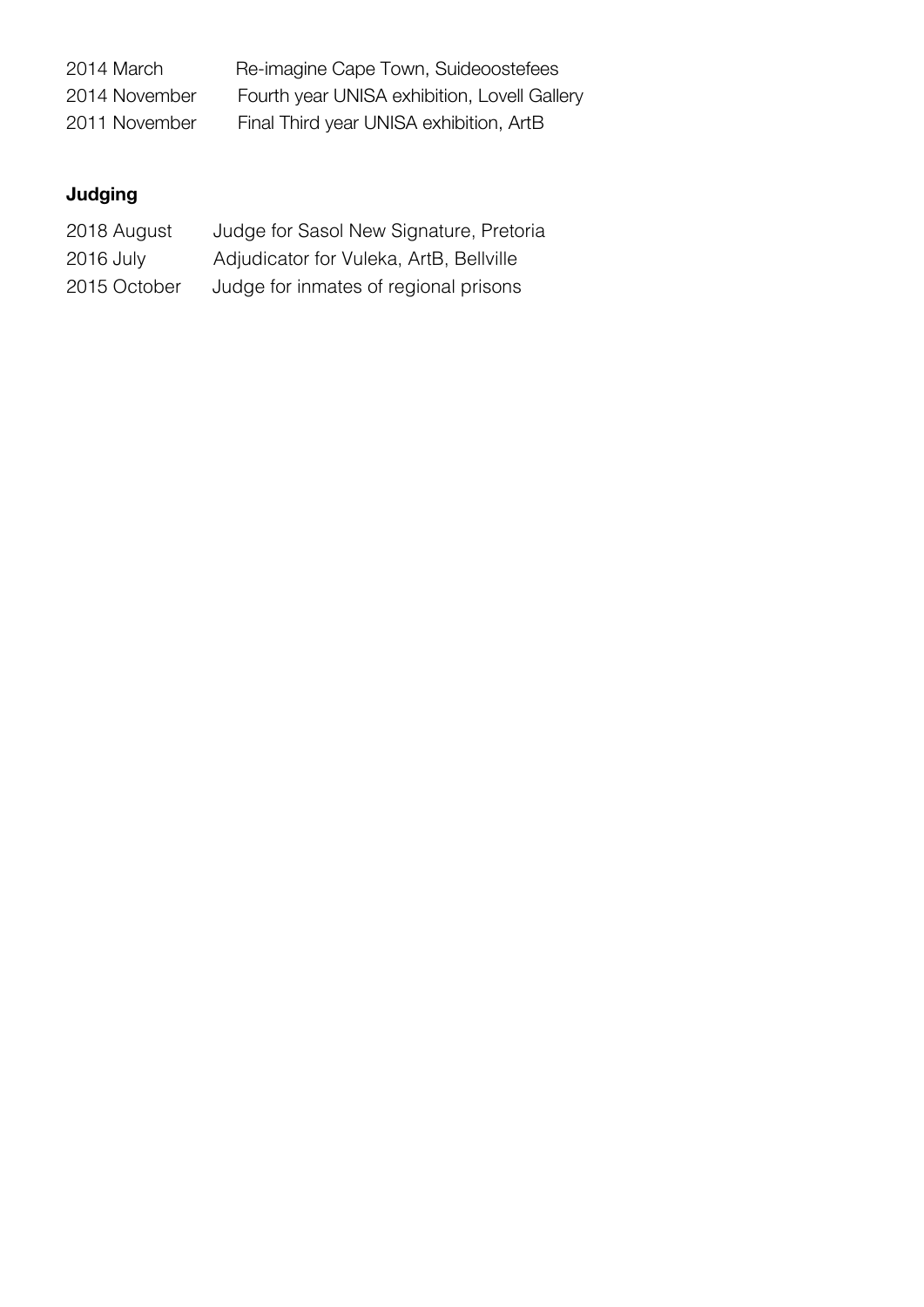| | |
|---|---|
| 2014 March | Re-imagine Cape Town, Suideoostefees |
| 2014 November | Fourth year UNISA exhibition, Lovell Gallery |
| 2011 November | Final Third year UNISA exhibition, ArtB |

**Judging**

| | |
|---|---|
| 2018 August | Judge for Sasol New Signature, Pretoria |
| 2016 July | Adjudicator for Vuleka, ArtB, Bellville |
| 2015 October | Judge for inmates of regional prisons |